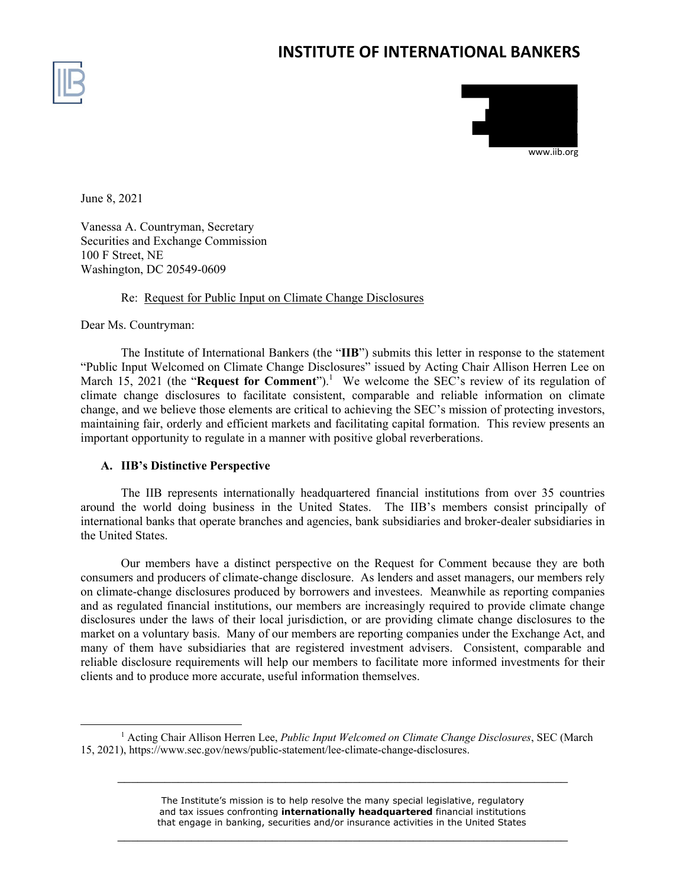# INSTITUTE OF INTERNATIONAL BANKERS

www.iib.org

June 8, 2021

Vanessa A. Countryman, Secretary
Securities and Exchange Commission
100 F Street, NE
Washington, DC 20549-0609

Re: Request for Public Input on Climate Change Disclosures

Dear Ms. Countryman:

The Institute of International Bankers (the "**IIB**") submits this letter in response to the statement "Public Input Welcomed on Climate Change Disclosures" issued by Acting Chair Allison Herren Lee on March 15, 2021 (the "**Request for Comment**").[1] We welcome the SEC's review of its regulation of climate change disclosures to facilitate consistent, comparable and reliable information on climate change, and we believe those elements are critical to achieving the SEC's mission of protecting investors, maintaining fair, orderly and efficient markets and facilitating capital formation. This review presents an important opportunity to regulate in a manner with positive global reverberations.

## A. IIB's Distinctive Perspective

The IIB represents internationally headquartered financial institutions from over 35 countries around the world doing business in the United States. The IIB's members consist principally of international banks that operate branches and agencies, bank subsidiaries and broker-dealer subsidiaries in the United States.

Our members have a distinct perspective on the Request for Comment because they are both consumers and producers of climate-change disclosure. As lenders and asset managers, our members rely on climate-change disclosures produced by borrowers and investees. Meanwhile as reporting companies and as regulated financial institutions, our members are increasingly required to provide climate change disclosures under the laws of their local jurisdiction, or are providing climate change disclosures to the market on a voluntary basis. Many of our members are reporting companies under the Exchange Act, and many of them have subsidiaries that are registered investment advisers. Consistent, comparable and reliable disclosure requirements will help our members to facilitate more informed investments for their clients and to produce more accurate, useful information themselves.

[1] Acting Chair Allison Herren Lee, *Public Input Welcomed on Climate Change Disclosures*, SEC (March 15, 2021), https://www.sec.gov/news/public-statement/lee-climate-change-disclosures.

The Institute's mission is to help resolve the many special legislative, regulatory and tax issues confronting **internationally headquartered** financial institutions that engage in banking, securities and/or insurance activities in the United States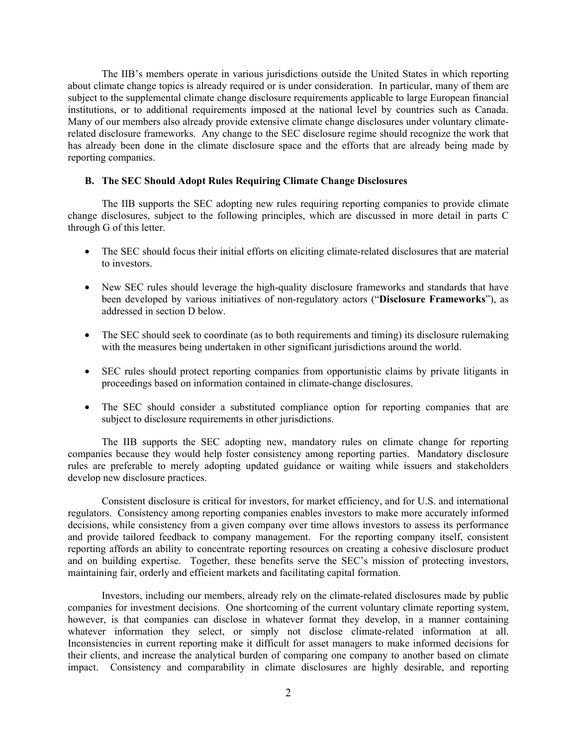The IIB's members operate in various jurisdictions outside the United States in which reporting about climate change topics is already required or is under consideration. In particular, many of them are subject to the supplemental climate change disclosure requirements applicable to large European financial institutions, or to additional requirements imposed at the national level by countries such as Canada. Many of our members also already provide extensive climate change disclosures under voluntary climate-related disclosure frameworks. Any change to the SEC disclosure regime should recognize the work that has already been done in the climate disclosure space and the efforts that are already being made by reporting companies.

### B. The SEC Should Adopt Rules Requiring Climate Change Disclosures

The IIB supports the SEC adopting new rules requiring reporting companies to provide climate change disclosures, subject to the following principles, which are discussed in more detail in parts C through G of this letter.

- The SEC should focus their initial efforts on eliciting climate-related disclosures that are material to investors.
- New SEC rules should leverage the high-quality disclosure frameworks and standards that have been developed by various initiatives of non-regulatory actors ("**Disclosure Frameworks**"), as addressed in section D below.
- The SEC should seek to coordinate (as to both requirements and timing) its disclosure rulemaking with the measures being undertaken in other significant jurisdictions around the world.
- SEC rules should protect reporting companies from opportunistic claims by private litigants in proceedings based on information contained in climate-change disclosures.
- The SEC should consider a substituted compliance option for reporting companies that are subject to disclosure requirements in other jurisdictions.

The IIB supports the SEC adopting new, mandatory rules on climate change for reporting companies because they would help foster consistency among reporting parties. Mandatory disclosure rules are preferable to merely adopting updated guidance or waiting while issuers and stakeholders develop new disclosure practices.

Consistent disclosure is critical for investors, for market efficiency, and for U.S. and international regulators. Consistency among reporting companies enables investors to make more accurately informed decisions, while consistency from a given company over time allows investors to assess its performance and provide tailored feedback to company management. For the reporting company itself, consistent reporting affords an ability to concentrate reporting resources on creating a cohesive disclosure product and on building expertise. Together, these benefits serve the SEC's mission of protecting investors, maintaining fair, orderly and efficient markets and facilitating capital formation.

Investors, including our members, already rely on the climate-related disclosures made by public companies for investment decisions. One shortcoming of the current voluntary climate reporting system, however, is that companies can disclose in whatever format they develop, in a manner containing whatever information they select, or simply not disclose climate-related information at all. Inconsistencies in current reporting make it difficult for asset managers to make informed decisions for their clients, and increase the analytical burden of comparing one company to another based on climate impact. Consistency and comparability in climate disclosures are highly desirable, and reporting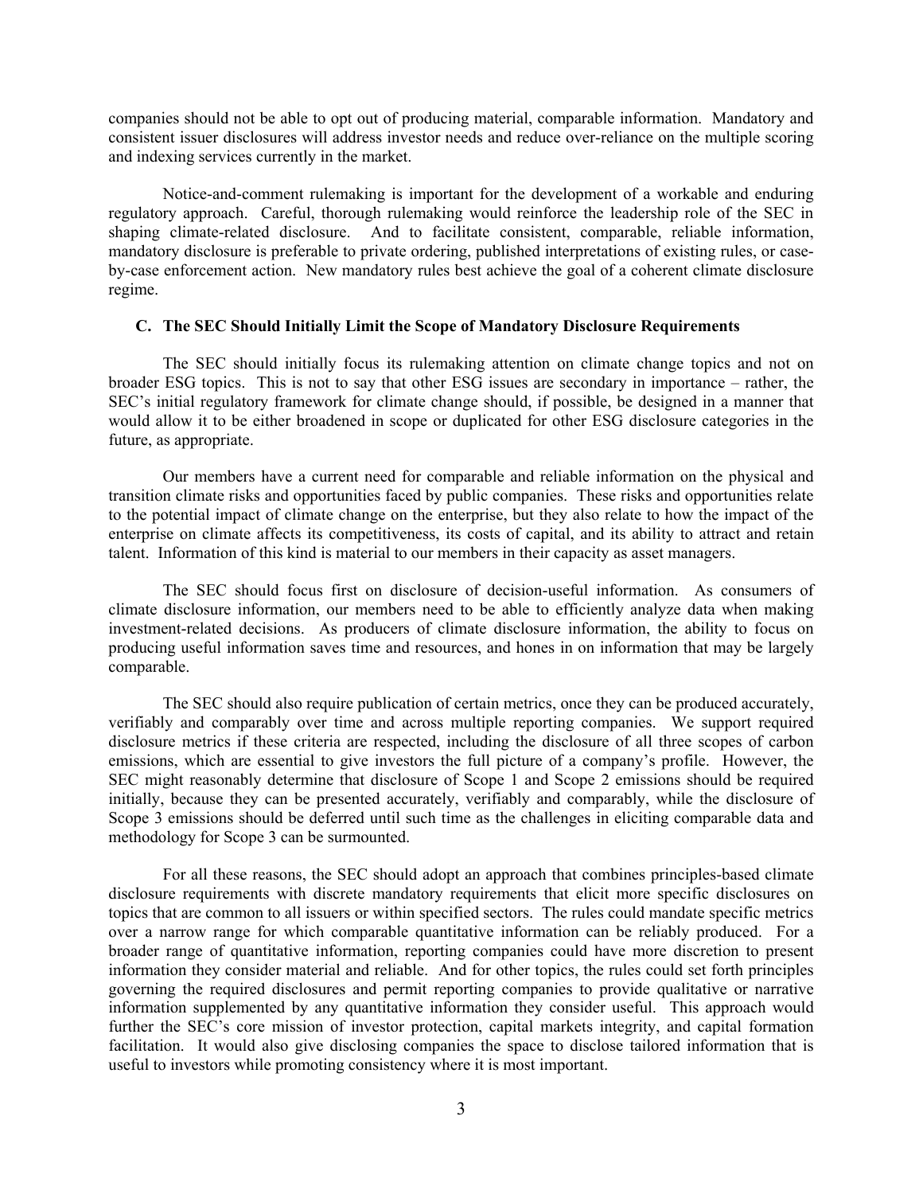companies should not be able to opt out of producing material, comparable information. Mandatory and consistent issuer disclosures will address investor needs and reduce over-reliance on the multiple scoring and indexing services currently in the market.

Notice-and-comment rulemaking is important for the development of a workable and enduring regulatory approach. Careful, thorough rulemaking would reinforce the leadership role of the SEC in shaping climate-related disclosure. And to facilitate consistent, comparable, reliable information, mandatory disclosure is preferable to private ordering, published interpretations of existing rules, or case-by-case enforcement action. New mandatory rules best achieve the goal of a coherent climate disclosure regime.

### C. The SEC Should Initially Limit the Scope of Mandatory Disclosure Requirements

The SEC should initially focus its rulemaking attention on climate change topics and not on broader ESG topics. This is not to say that other ESG issues are secondary in importance – rather, the SEC's initial regulatory framework for climate change should, if possible, be designed in a manner that would allow it to be either broadened in scope or duplicated for other ESG disclosure categories in the future, as appropriate.

Our members have a current need for comparable and reliable information on the physical and transition climate risks and opportunities faced by public companies. These risks and opportunities relate to the potential impact of climate change on the enterprise, but they also relate to how the impact of the enterprise on climate affects its competitiveness, its costs of capital, and its ability to attract and retain talent. Information of this kind is material to our members in their capacity as asset managers.

The SEC should focus first on disclosure of decision-useful information. As consumers of climate disclosure information, our members need to be able to efficiently analyze data when making investment-related decisions. As producers of climate disclosure information, the ability to focus on producing useful information saves time and resources, and hones in on information that may be largely comparable.

The SEC should also require publication of certain metrics, once they can be produced accurately, verifiably and comparably over time and across multiple reporting companies. We support required disclosure metrics if these criteria are respected, including the disclosure of all three scopes of carbon emissions, which are essential to give investors the full picture of a company's profile. However, the SEC might reasonably determine that disclosure of Scope 1 and Scope 2 emissions should be required initially, because they can be presented accurately, verifiably and comparably, while the disclosure of Scope 3 emissions should be deferred until such time as the challenges in eliciting comparable data and methodology for Scope 3 can be surmounted.

For all these reasons, the SEC should adopt an approach that combines principles-based climate disclosure requirements with discrete mandatory requirements that elicit more specific disclosures on topics that are common to all issuers or within specified sectors. The rules could mandate specific metrics over a narrow range for which comparable quantitative information can be reliably produced. For a broader range of quantitative information, reporting companies could have more discretion to present information they consider material and reliable. And for other topics, the rules could set forth principles governing the required disclosures and permit reporting companies to provide qualitative or narrative information supplemented by any quantitative information they consider useful. This approach would further the SEC's core mission of investor protection, capital markets integrity, and capital formation facilitation. It would also give disclosing companies the space to disclose tailored information that is useful to investors while promoting consistency where it is most important.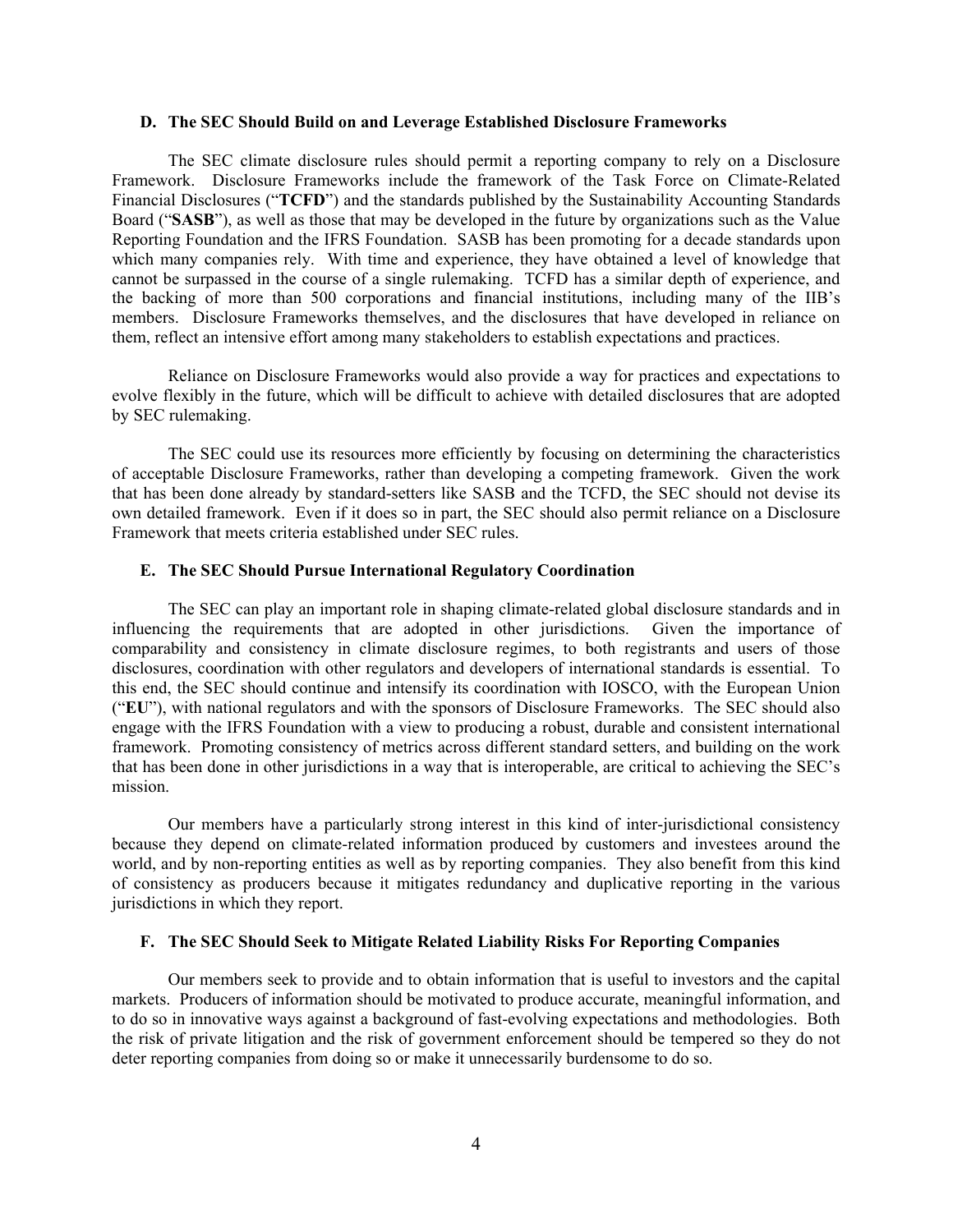### D. The SEC Should Build on and Leverage Established Disclosure Frameworks

The SEC climate disclosure rules should permit a reporting company to rely on a Disclosure Framework. Disclosure Frameworks include the framework of the Task Force on Climate-Related Financial Disclosures ("**TCFD**") and the standards published by the Sustainability Accounting Standards Board ("**SASB**"), as well as those that may be developed in the future by organizations such as the Value Reporting Foundation and the IFRS Foundation. SASB has been promoting for a decade standards upon which many companies rely. With time and experience, they have obtained a level of knowledge that cannot be surpassed in the course of a single rulemaking. TCFD has a similar depth of experience, and the backing of more than 500 corporations and financial institutions, including many of the IIB's members. Disclosure Frameworks themselves, and the disclosures that have developed in reliance on them, reflect an intensive effort among many stakeholders to establish expectations and practices.

Reliance on Disclosure Frameworks would also provide a way for practices and expectations to evolve flexibly in the future, which will be difficult to achieve with detailed disclosures that are adopted by SEC rulemaking.

The SEC could use its resources more efficiently by focusing on determining the characteristics of acceptable Disclosure Frameworks, rather than developing a competing framework. Given the work that has been done already by standard-setters like SASB and the TCFD, the SEC should not devise its own detailed framework. Even if it does so in part, the SEC should also permit reliance on a Disclosure Framework that meets criteria established under SEC rules.

### E. The SEC Should Pursue International Regulatory Coordination

The SEC can play an important role in shaping climate-related global disclosure standards and in influencing the requirements that are adopted in other jurisdictions. Given the importance of comparability and consistency in climate disclosure regimes, to both registrants and users of those disclosures, coordination with other regulators and developers of international standards is essential. To this end, the SEC should continue and intensify its coordination with IOSCO, with the European Union ("**EU**"), with national regulators and with the sponsors of Disclosure Frameworks. The SEC should also engage with the IFRS Foundation with a view to producing a robust, durable and consistent international framework. Promoting consistency of metrics across different standard setters, and building on the work that has been done in other jurisdictions in a way that is interoperable, are critical to achieving the SEC's mission.

Our members have a particularly strong interest in this kind of inter-jurisdictional consistency because they depend on climate-related information produced by customers and investees around the world, and by non-reporting entities as well as by reporting companies. They also benefit from this kind of consistency as producers because it mitigates redundancy and duplicative reporting in the various jurisdictions in which they report.

### F. The SEC Should Seek to Mitigate Related Liability Risks For Reporting Companies

Our members seek to provide and to obtain information that is useful to investors and the capital markets. Producers of information should be motivated to produce accurate, meaningful information, and to do so in innovative ways against a background of fast-evolving expectations and methodologies. Both the risk of private litigation and the risk of government enforcement should be tempered so they do not deter reporting companies from doing so or make it unnecessarily burdensome to do so.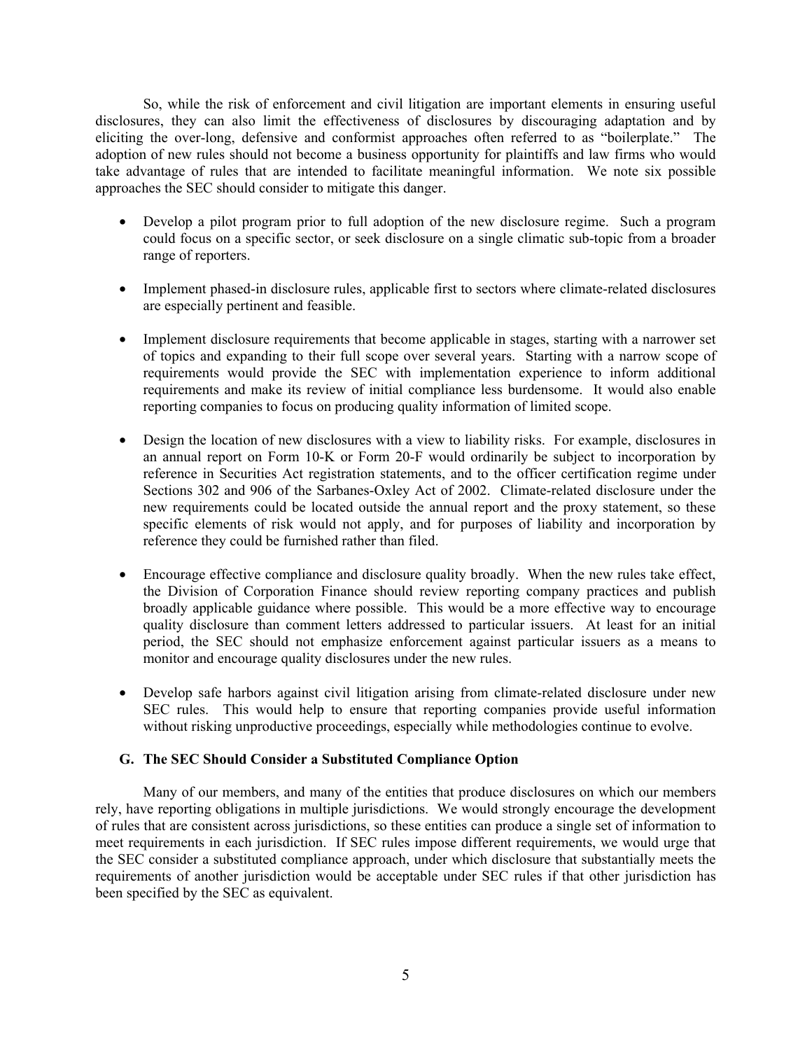So, while the risk of enforcement and civil litigation are important elements in ensuring useful disclosures, they can also limit the effectiveness of disclosures by discouraging adaptation and by eliciting the over-long, defensive and conformist approaches often referred to as "boilerplate." The adoption of new rules should not become a business opportunity for plaintiffs and law firms who would take advantage of rules that are intended to facilitate meaningful information. We note six possible approaches the SEC should consider to mitigate this danger.

- Develop a pilot program prior to full adoption of the new disclosure regime. Such a program could focus on a specific sector, or seek disclosure on a single climatic sub-topic from a broader range of reporters.

- Implement phased-in disclosure rules, applicable first to sectors where climate-related disclosures are especially pertinent and feasible.

- Implement disclosure requirements that become applicable in stages, starting with a narrower set of topics and expanding to their full scope over several years. Starting with a narrow scope of requirements would provide the SEC with implementation experience to inform additional requirements and make its review of initial compliance less burdensome. It would also enable reporting companies to focus on producing quality information of limited scope.

- Design the location of new disclosures with a view to liability risks. For example, disclosures in an annual report on Form 10-K or Form 20-F would ordinarily be subject to incorporation by reference in Securities Act registration statements, and to the officer certification regime under Sections 302 and 906 of the Sarbanes-Oxley Act of 2002. Climate-related disclosure under the new requirements could be located outside the annual report and the proxy statement, so these specific elements of risk would not apply, and for purposes of liability and incorporation by reference they could be furnished rather than filed.

- Encourage effective compliance and disclosure quality broadly. When the new rules take effect, the Division of Corporation Finance should review reporting company practices and publish broadly applicable guidance where possible. This would be a more effective way to encourage quality disclosure than comment letters addressed to particular issuers. At least for an initial period, the SEC should not emphasize enforcement against particular issuers as a means to monitor and encourage quality disclosures under the new rules.

- Develop safe harbors against civil litigation arising from climate-related disclosure under new SEC rules. This would help to ensure that reporting companies provide useful information without risking unproductive proceedings, especially while methodologies continue to evolve.

### G. The SEC Should Consider a Substituted Compliance Option

Many of our members, and many of the entities that produce disclosures on which our members rely, have reporting obligations in multiple jurisdictions. We would strongly encourage the development of rules that are consistent across jurisdictions, so these entities can produce a single set of information to meet requirements in each jurisdiction. If SEC rules impose different requirements, we would urge that the SEC consider a substituted compliance approach, under which disclosure that substantially meets the requirements of another jurisdiction would be acceptable under SEC rules if that other jurisdiction has been specified by the SEC as equivalent.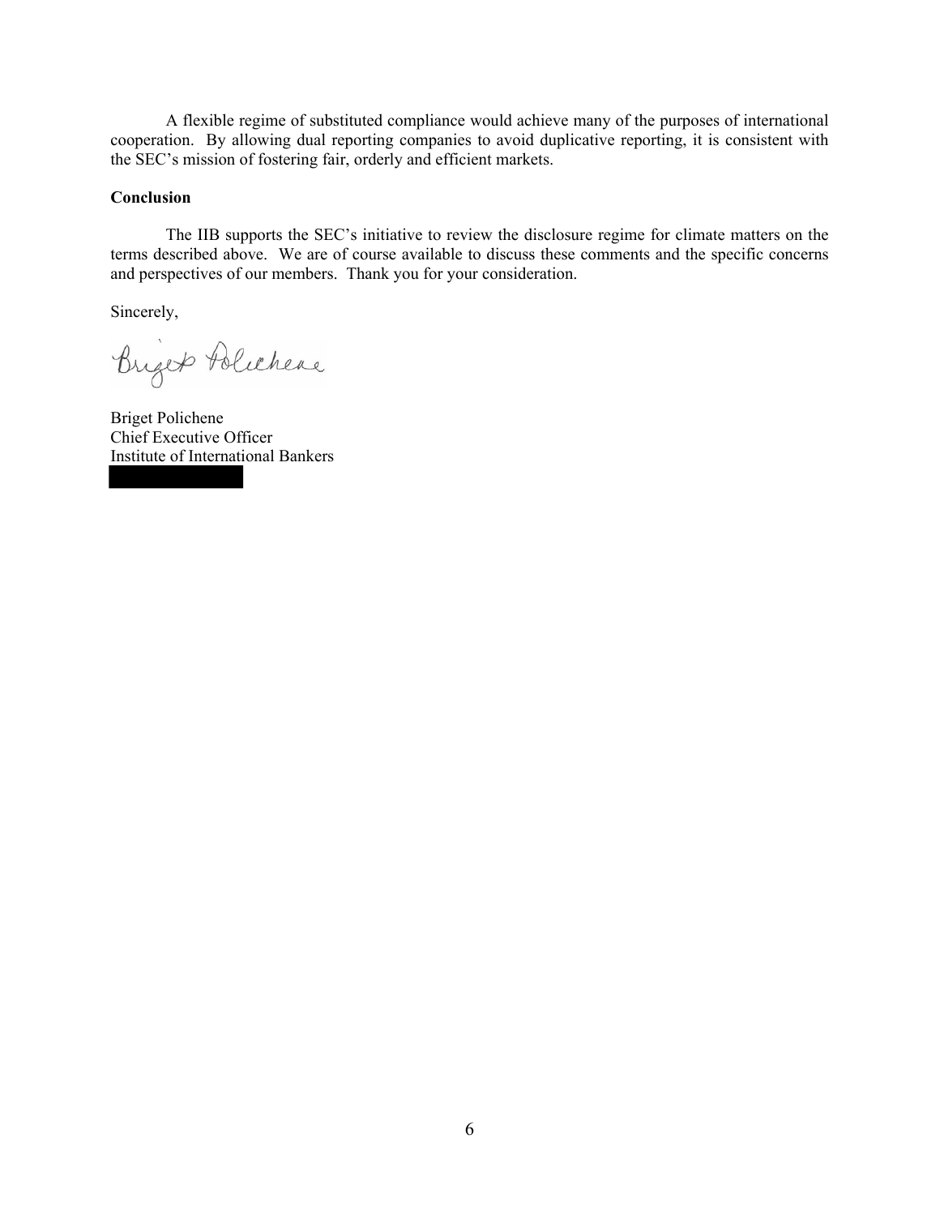A flexible regime of substituted compliance would achieve many of the purposes of international cooperation. By allowing dual reporting companies to avoid duplicative reporting, it is consistent with the SEC's mission of fostering fair, orderly and efficient markets.

**Conclusion**

The IIB supports the SEC's initiative to review the disclosure regime for climate matters on the terms described above. We are of course available to discuss these comments and the specific concerns and perspectives of our members. Thank you for your consideration.

Sincerely,

Briget Polichene

Briget Polichene
Chief Executive Officer
Institute of International Bankers